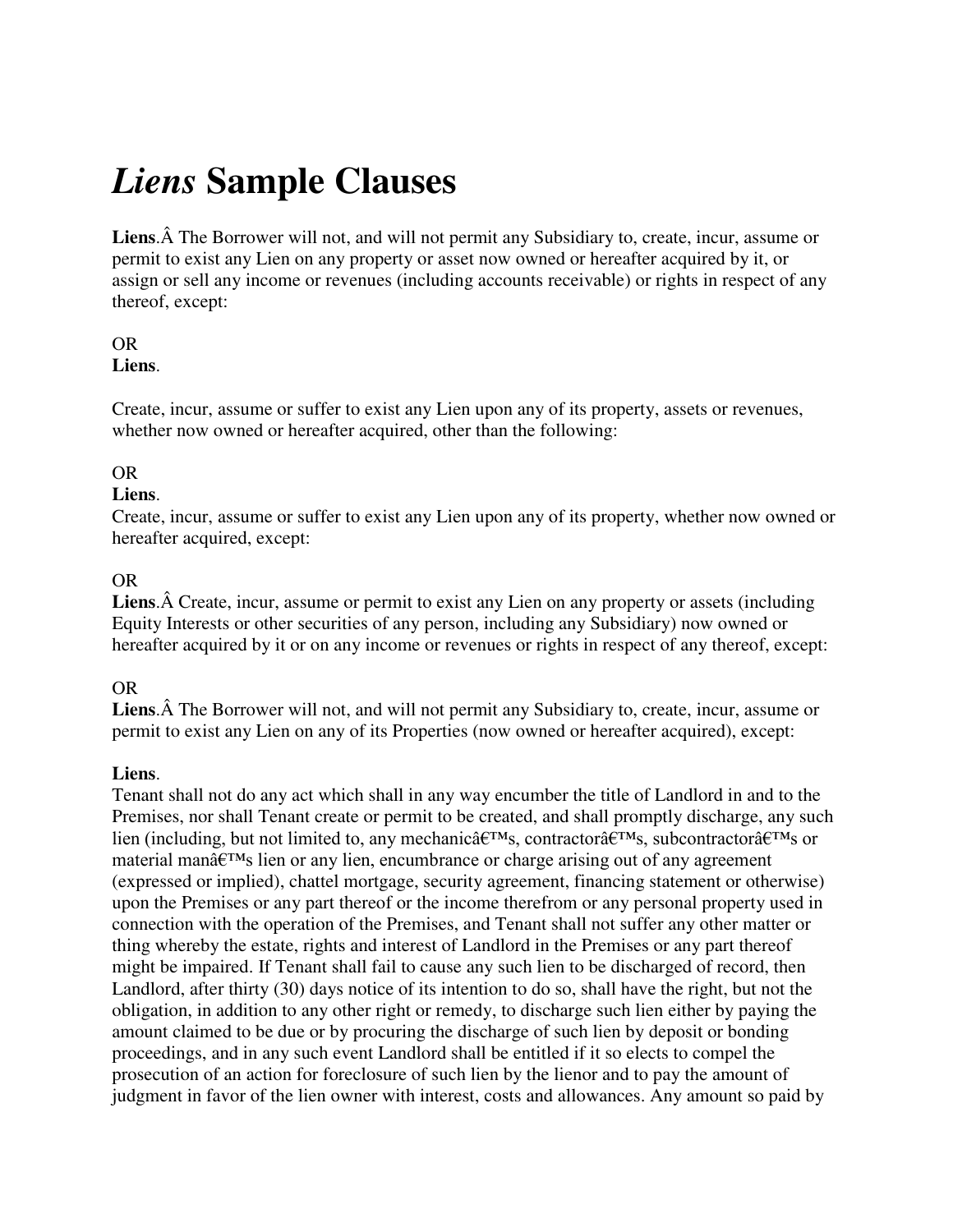# *Liens* Sample Clauses

**Liens**.Â The Borrower will not, and will not permit any Subsidiary to, create, incur, assume or permit to exist any Lien on any property or asset now owned or hereafter acquired by it, or assign or sell any income or revenues (including accounts receivable) or rights in respect of any thereof, except:

OR
**Liens**.

Create, incur, assume or suffer to exist any Lien upon any of its property, assets or revenues, whether now owned or hereafter acquired, other than the following:

OR
**Liens**.
Create, incur, assume or suffer to exist any Lien upon any of its property, whether now owned or hereafter acquired, except:

OR
**Liens**.Â Create, incur, assume or permit to exist any Lien on any property or assets (including Equity Interests or other securities of any person, including any Subsidiary) now owned or hereafter acquired by it or on any income or revenues or rights in respect of any thereof, except:

OR
**Liens**.Â The Borrower will not, and will not permit any Subsidiary to, create, incur, assume or permit to exist any Lien on any of its Properties (now owned or hereafter acquired), except:

**Liens**.
Tenant shall not do any act which shall in any way encumber the title of Landlord in and to the Premises, nor shall Tenant create or permit to be created, and shall promptly discharge, any such lien (including, but not limited to, any mechanicâ€™s, contractorâ€™s, subcontractorâ€™s or material manâ€™s lien or any lien, encumbrance or charge arising out of any agreement (expressed or implied), chattel mortgage, security agreement, financing statement or otherwise) upon the Premises or any part thereof or the income therefrom or any personal property used in connection with the operation of the Premises, and Tenant shall not suffer any other matter or thing whereby the estate, rights and interest of Landlord in the Premises or any part thereof might be impaired. If Tenant shall fail to cause any such lien to be discharged of record, then Landlord, after thirty (30) days notice of its intention to do so, shall have the right, but not the obligation, in addition to any other right or remedy, to discharge such lien either by paying the amount claimed to be due or by procuring the discharge of such lien by deposit or bonding proceedings, and in any such event Landlord shall be entitled if it so elects to compel the prosecution of an action for foreclosure of such lien by the lienor and to pay the amount of judgment in favor of the lien owner with interest, costs and allowances. Any amount so paid by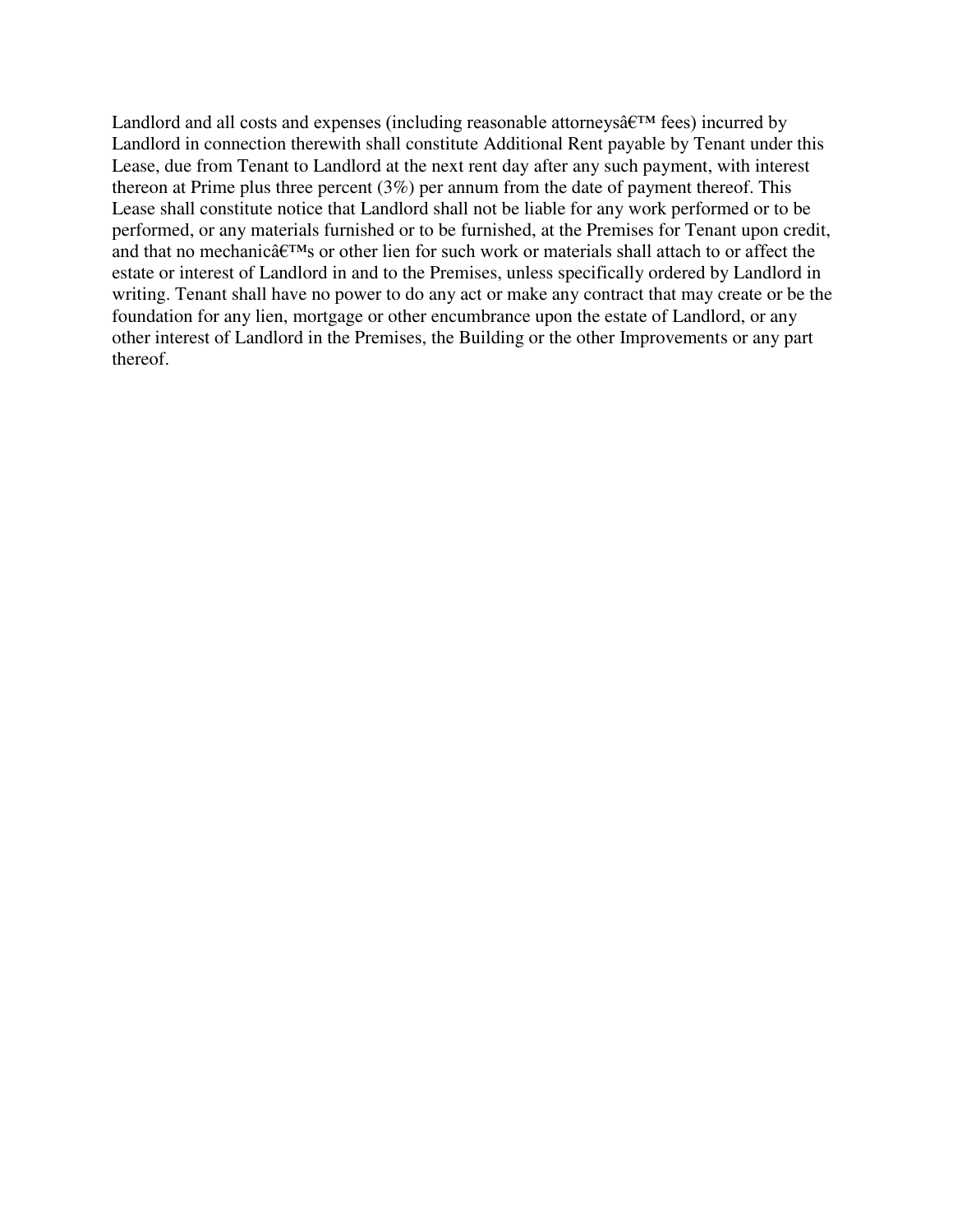Landlord and all costs and expenses (including reasonable attorneysâ€™ fees) incurred by Landlord in connection therewith shall constitute Additional Rent payable by Tenant under this Lease, due from Tenant to Landlord at the next rent day after any such payment, with interest thereon at Prime plus three percent (3%) per annum from the date of payment thereof. This Lease shall constitute notice that Landlord shall not be liable for any work performed or to be performed, or any materials furnished or to be furnished, at the Premises for Tenant upon credit, and that no mechanicâ€™s or other lien for such work or materials shall attach to or affect the estate or interest of Landlord in and to the Premises, unless specifically ordered by Landlord in writing. Tenant shall have no power to do any act or make any contract that may create or be the foundation for any lien, mortgage or other encumbrance upon the estate of Landlord, or any other interest of Landlord in the Premises, the Building or the other Improvements or any part thereof.